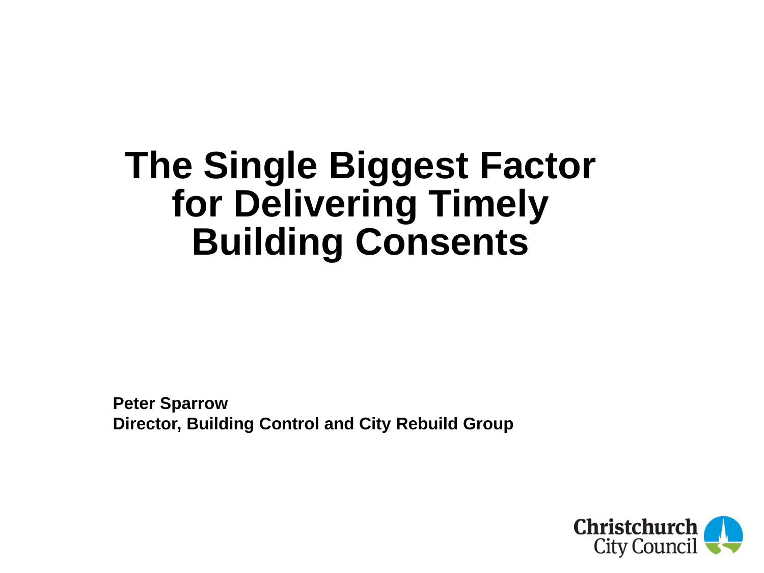# The Single Biggest Factor for Delivering Timely Building Consents

**Peter Sparrow**
**Director, Building Control and City Rebuild Group**

Christchurch City Council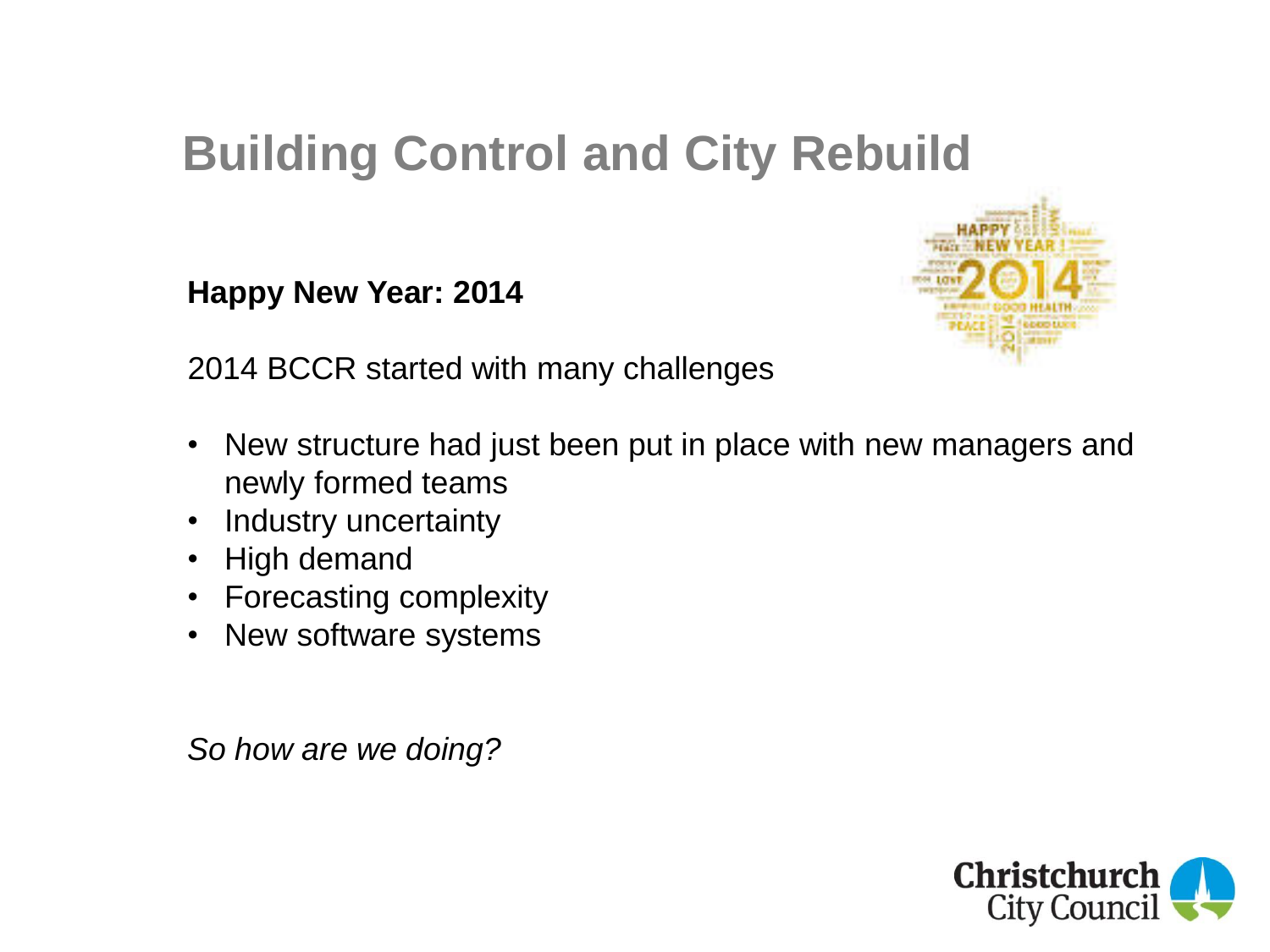# Building Control and City Rebuild

**Happy New Year: 2014**

2014 BCCR started with many challenges

- New structure had just been put in place with new managers and newly formed teams
- Industry uncertainty
- High demand
- Forecasting complexity
- New software systems

*So how are we doing?*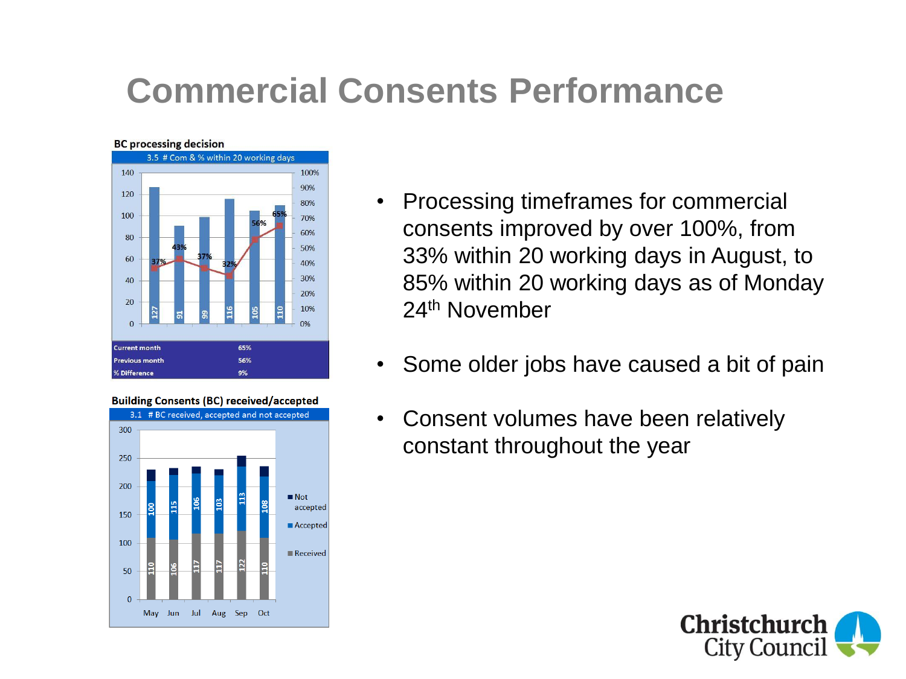# Commercial Consents Performance

**BC processing decision**

3.5 # Com & % within 20 working days

| Month | # Com | % within 20 working days |
|---|---|---|
| May | 127 | 37% |
| Jun | 91 | 43% |
| Jul | 99 | 37% |
| Aug | 116 | 32% |
| Sep | 105 | 56% |
| Oct | 110 | 65% |

| | |
|---|---|
| Current month | 65% |
| Previous month | 56% |
| % Difference | 9% |

**Building Consents (BC) received/accepted**

3.1 # BC received, accepted and not accepted

| | May | Jun | Jul | Aug | Sep | Oct |
|---|---|---|---|---|---|---|
| Received | 110 | 106 | 117 | 117 | 122 | 110 |
| Accepted | 100 | 115 | 106 | 103 | 113 | 108 |

- Processing timeframes for commercial consents improved by over 100%, from 33% within 20 working days in August, to 85% within 20 working days as of Monday 24th November
- Some older jobs have caused a bit of pain
- Consent volumes have been relatively constant throughout the year

Christchurch City Council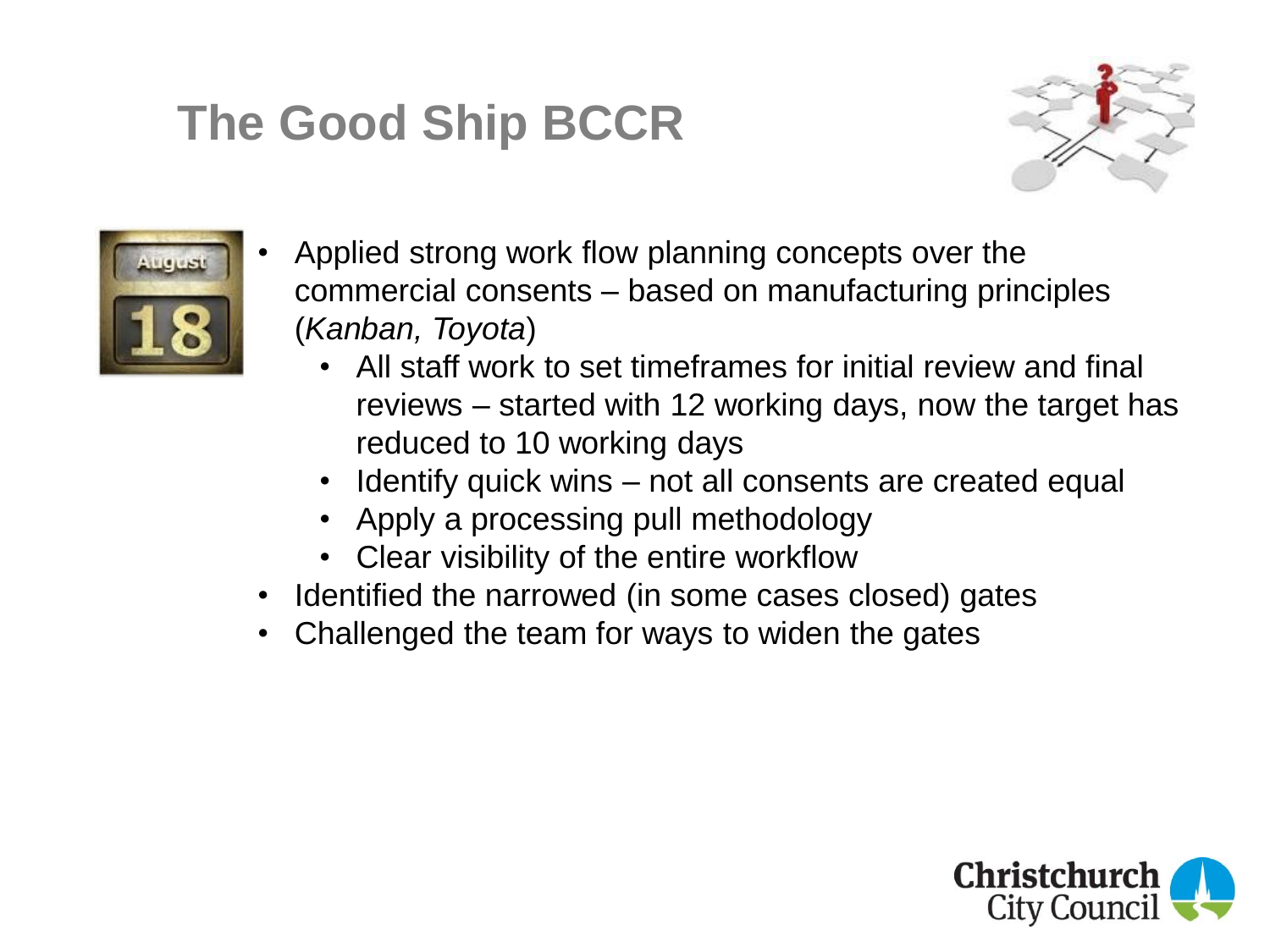# The Good Ship BCCR

- Applied strong work flow planning concepts over the commercial consents – based on manufacturing principles (*Kanban, Toyota*)
  - All staff work to set timeframes for initial review and final reviews – started with 12 working days, now the target has reduced to 10 working days
  - Identify quick wins – not all consents are created equal
  - Apply a processing pull methodology
  - Clear visibility of the entire workflow
- Identified the narrowed (in some cases closed) gates
- Challenged the team for ways to widen the gates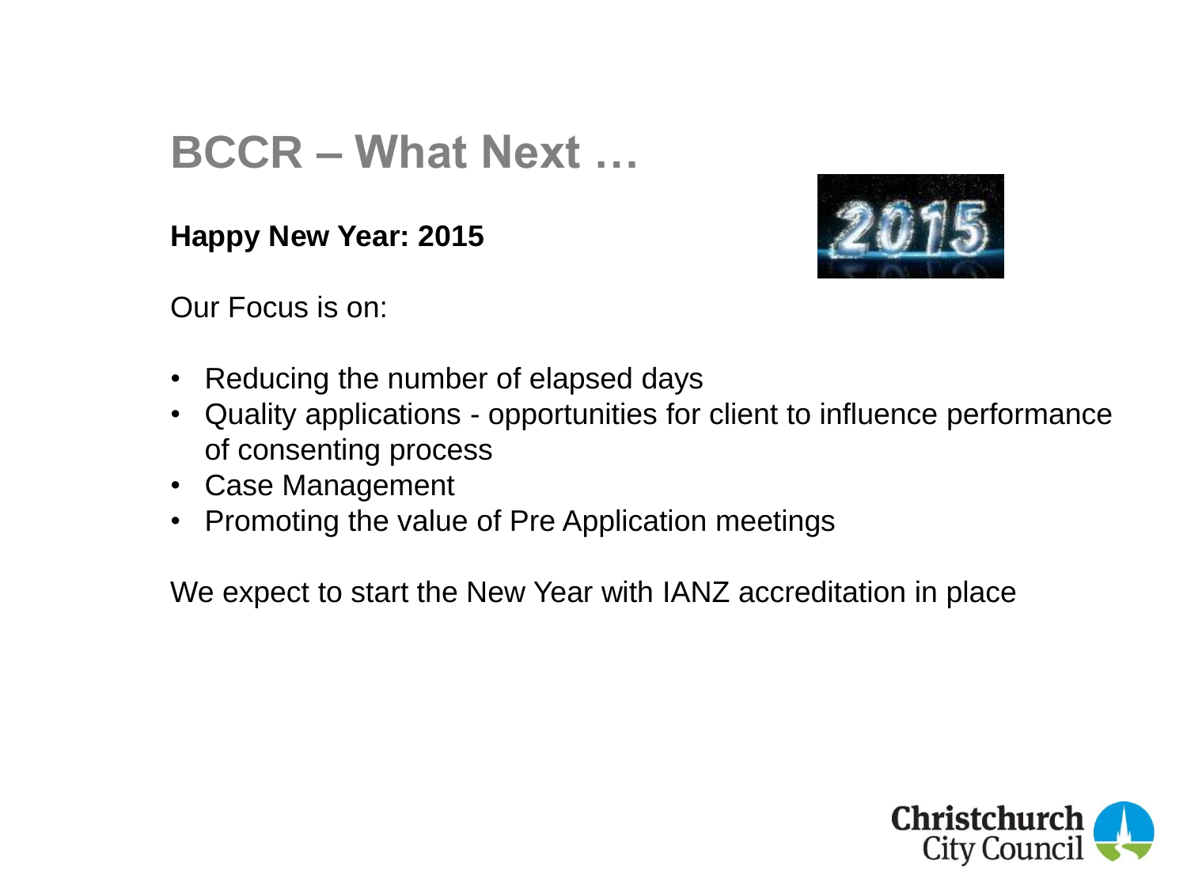# BCCR – What Next …

**Happy New Year: 2015**

Our Focus is on:

- Reducing the number of elapsed days
- Quality applications - opportunities for client to influence performance of consenting process
- Case Management
- Promoting the value of Pre Application meetings

We expect to start the New Year with IANZ accreditation in place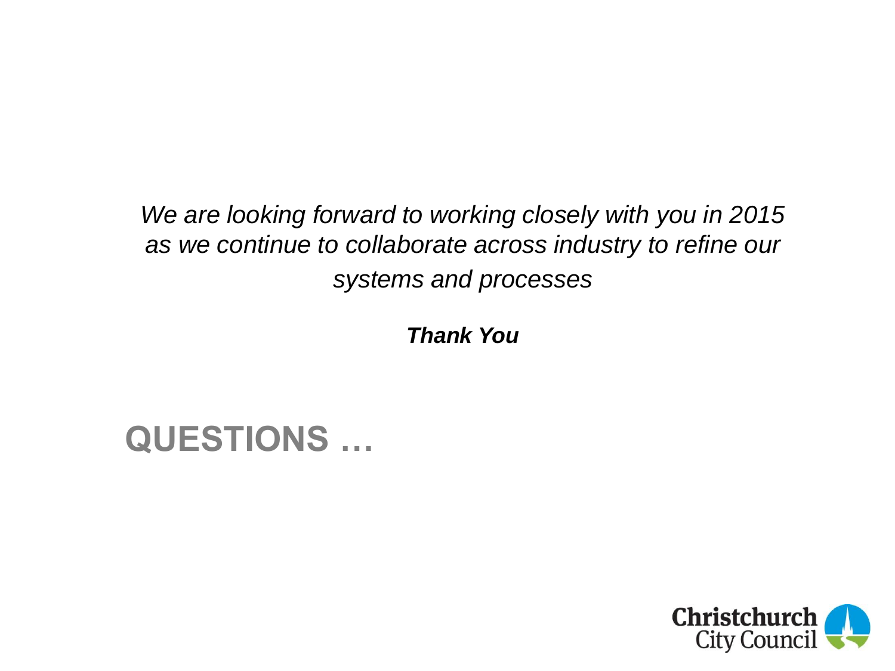*We are looking forward to working closely with you in 2015 as we continue to collaborate across industry to refine our systems and processes*

***Thank You***

# QUESTIONS …

Christchurch City Council